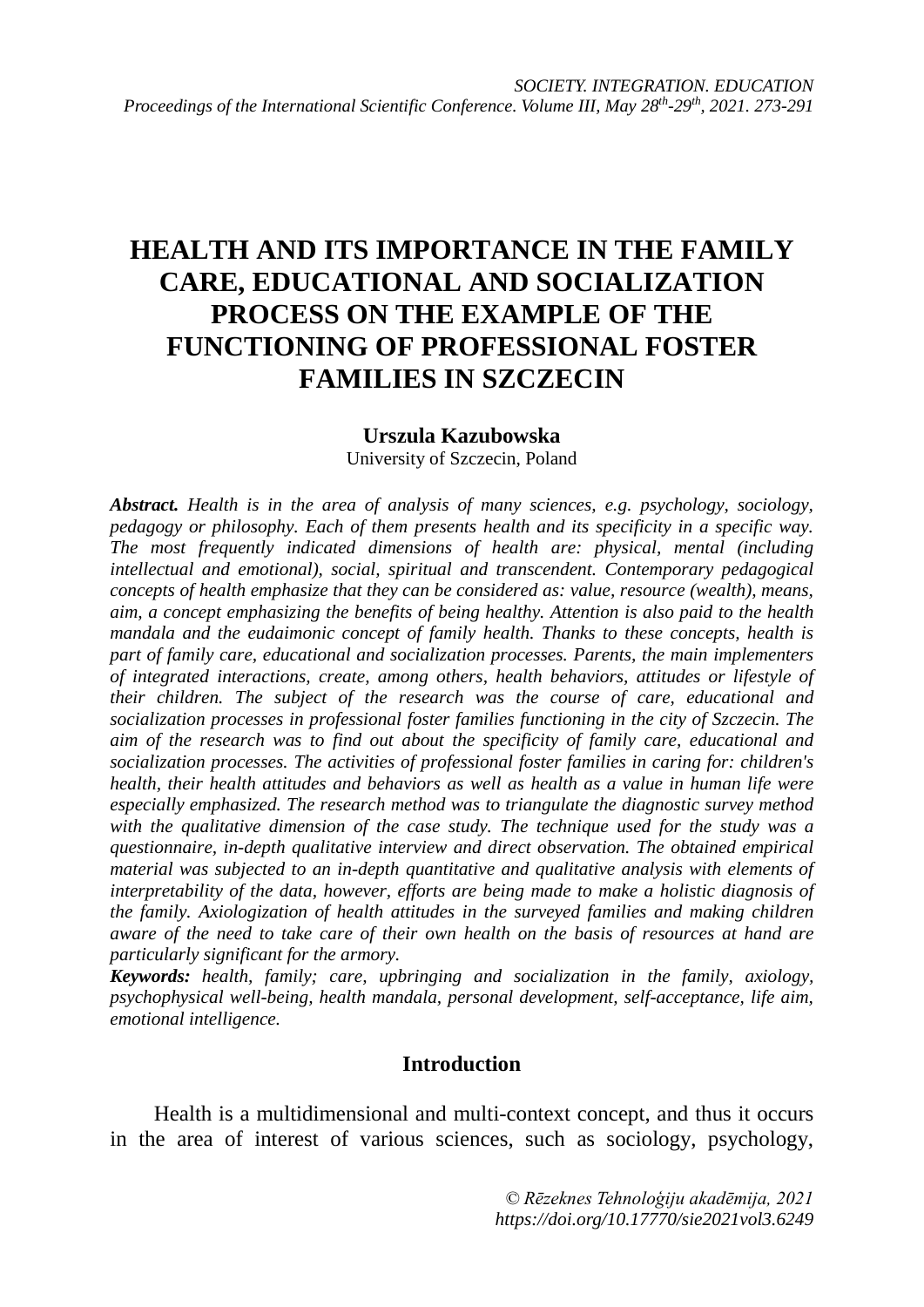# HEALTH AND ITS IMPORTANCE IN THE FAMILY CARE, EDUCATIONAL AND SOCIALIZATION PROCESS ON THE EXAMPLE OF THE FUNCTIONING OF PROFESSIONAL FOSTER FAMILIES IN SZCZECIN

**Urszula Kazubowska**

University of Szczecin, Poland

***Abstract.*** *Health is in the area of analysis of many sciences, e.g. psychology, sociology, pedagogy or philosophy. Each of them presents health and its specificity in a specific way. The most frequently indicated dimensions of health are: physical, mental (including intellectual and emotional), social, spiritual and transcendent. Contemporary pedagogical concepts of health emphasize that they can be considered as: value, resource (wealth), means, aim, a concept emphasizing the benefits of being healthy. Attention is also paid to the health mandala and the eudaimonic concept of family health. Thanks to these concepts, health is part of family care, educational and socialization processes. Parents, the main implementers of integrated interactions, create, among others, health behaviors, attitudes or lifestyle of their children. The subject of the research was the course of care, educational and socialization processes in professional foster families functioning in the city of Szczecin. The aim of the research was to find out about the specificity of family care, educational and socialization processes. The activities of professional foster families in caring for: children's health, their health attitudes and behaviors as well as health as a value in human life were especially emphasized. The research method was to triangulate the diagnostic survey method with the qualitative dimension of the case study. The technique used for the study was a questionnaire, in-depth qualitative interview and direct observation. The obtained empirical material was subjected to an in-depth quantitative and qualitative analysis with elements of interpretability of the data, however, efforts are being made to make a holistic diagnosis of the family. Axiologization of health attitudes in the surveyed families and making children aware of the need to take care of their own health on the basis of resources at hand are particularly significant for the armory.*

***Keywords:*** *health, family; care, upbringing and socialization in the family, axiology, psychophysical well-being, health mandala, personal development, self-acceptance, life aim, emotional intelligence.*

## Introduction

Health is a multidimensional and multi-context concept, and thus it occurs in the area of interest of various sciences, such as sociology, psychology,

*© Rēzeknes Tehnoloģiju akadēmija, 2021*
*https://doi.org/10.17770/sie2021vol3.6249*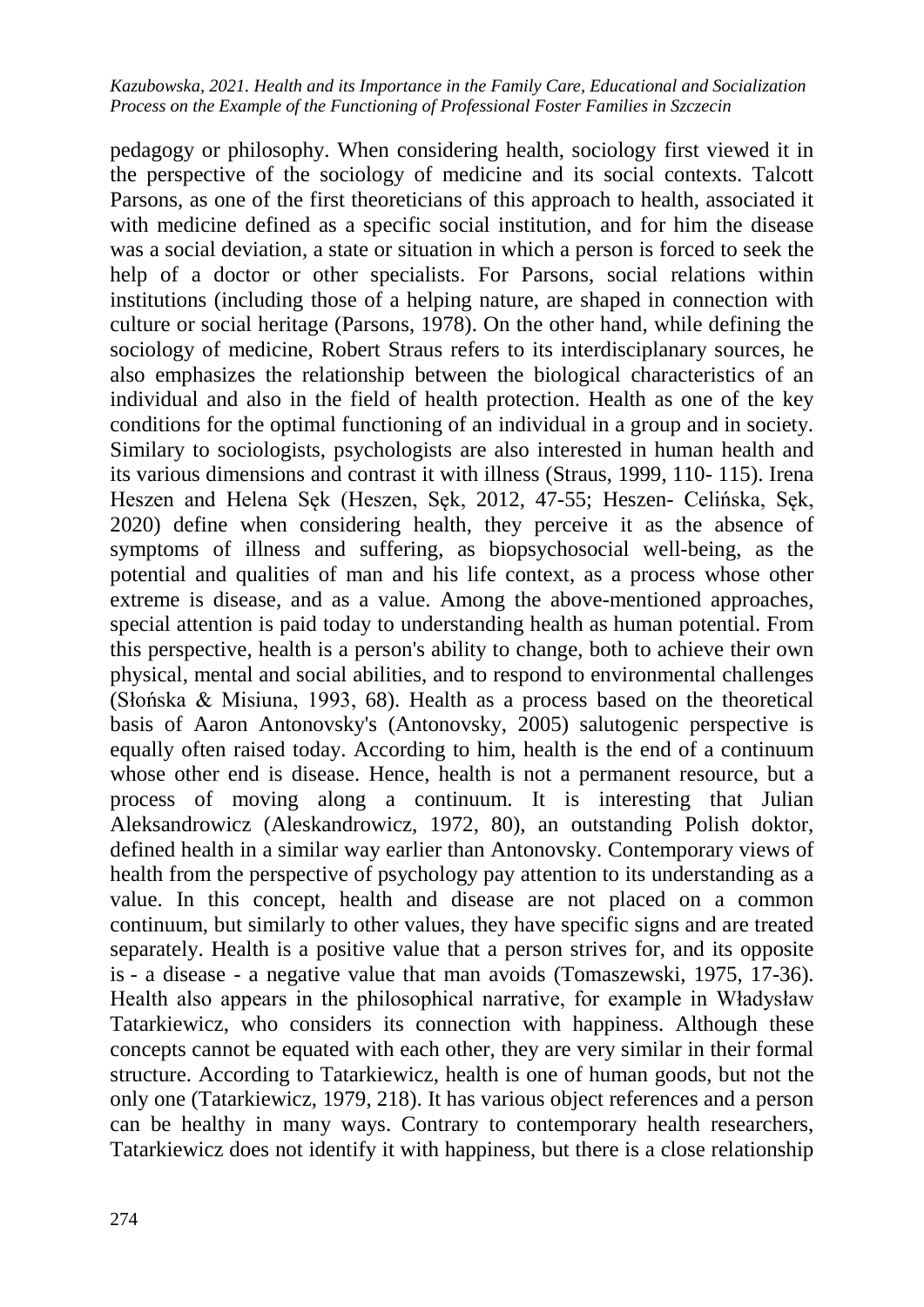pedagogy or philosophy. When considering health, sociology first viewed it in the perspective of the sociology of medicine and its social contexts. Talcott Parsons, as one of the first theoreticians of this approach to health, associated it with medicine defined as a specific social institution, and for him the disease was a social deviation, a state or situation in which a person is forced to seek the help of a doctor or other specialists. For Parsons, social relations within institutions (including those of a helping nature, are shaped in connection with culture or social heritage (Parsons, 1978). On the other hand, while defining the sociology of medicine, Robert Straus refers to its interdisciplanary sources, he also emphasizes the relationship between the biological characteristics of an individual and also in the field of health protection. Health as one of the key conditions for the optimal functioning of an individual in a group and in society. Similary to sociologists, psychologists are also interested in human health and its various dimensions and contrast it with illness (Straus, 1999, 110- 115). Irena Heszen and Helena Sęk (Heszen, Sęk, 2012, 47-55; Heszen- Celińska, Sęk, 2020) define when considering health, they perceive it as the absence of symptoms of illness and suffering, as biopsychosocial well-being, as the potential and qualities of man and his life context, as a process whose other extreme is disease, and as a value. Among the above-mentioned approaches, special attention is paid today to understanding health as human potential. From this perspective, health is a person's ability to change, both to achieve their own physical, mental and social abilities, and to respond to environmental challenges (Słońska & Misiuna, 1993, 68). Health as a process based on the theoretical basis of Aaron Antonovsky's (Antonovsky, 2005) salutogenic perspective is equally often raised today. According to him, health is the end of a continuum whose other end is disease. Hence, health is not a permanent resource, but a process of moving along a continuum. It is interesting that Julian Aleksandrowicz (Aleskandrowicz, 1972, 80), an outstanding Polish doktor, defined health in a similar way earlier than Antonovsky. Contemporary views of health from the perspective of psychology pay attention to its understanding as a value. In this concept, health and disease are not placed on a common continuum, but similarly to other values, they have specific signs and are treated separately. Health is a positive value that a person strives for, and its opposite is - a disease - a negative value that man avoids (Tomaszewski, 1975, 17-36). Health also appears in the philosophical narrative, for example in Władysław Tatarkiewicz, who considers its connection with happiness. Although these concepts cannot be equated with each other, they are very similar in their formal structure. According to Tatarkiewicz, health is one of human goods, but not the only one (Tatarkiewicz, 1979, 218). It has various object references and a person can be healthy in many ways. Contrary to contemporary health researchers, Tatarkiewicz does not identify it with happiness, but there is a close relationship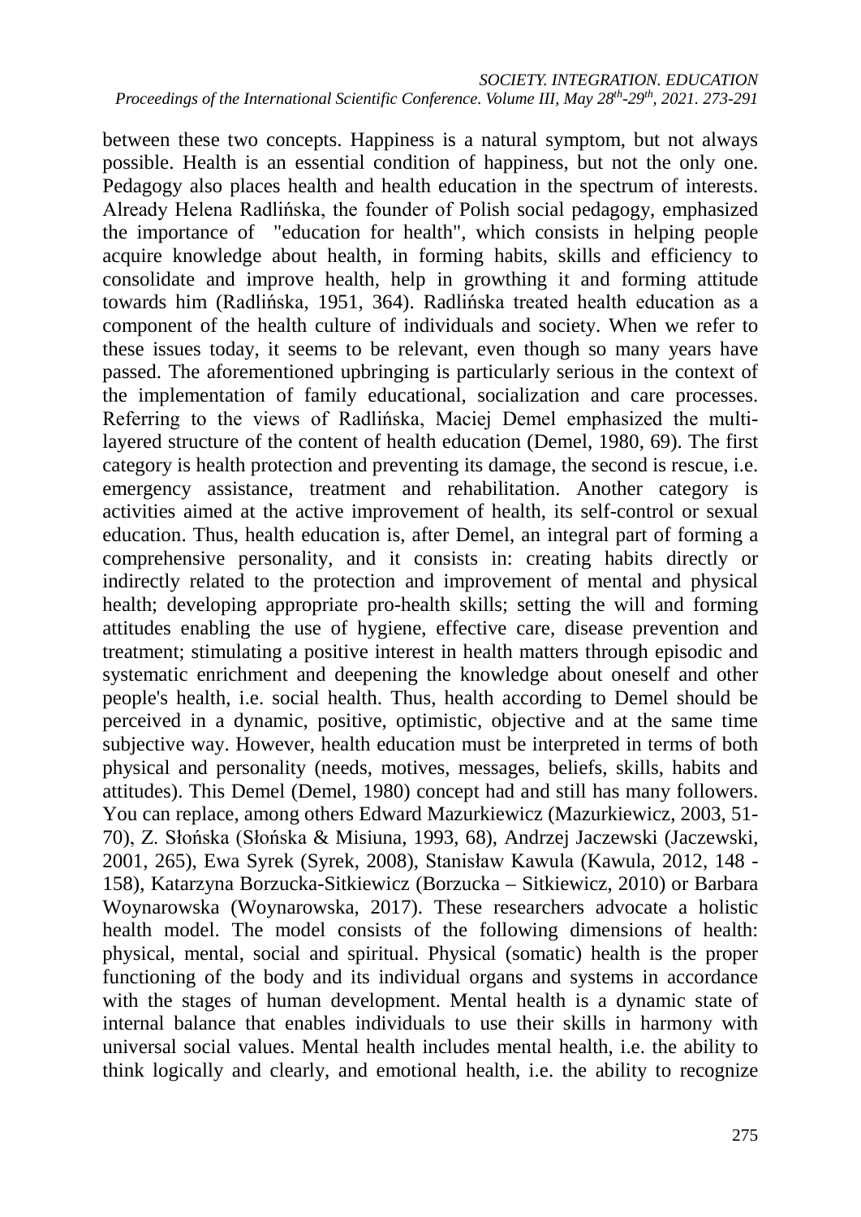between these two concepts. Happiness is a natural symptom, but not always possible. Health is an essential condition of happiness, but not the only one. Pedagogy also places health and health education in the spectrum of interests. Already Helena Radlińska, the founder of Polish social pedagogy, emphasized the importance of "education for health", which consists in helping people acquire knowledge about health, in forming habits, skills and efficiency to consolidate and improve health, help in growthing it and forming attitude towards him (Radlińska, 1951, 364). Radlińska treated health education as a component of the health culture of individuals and society. When we refer to these issues today, it seems to be relevant, even though so many years have passed. The aforementioned upbringing is particularly serious in the context of the implementation of family educational, socialization and care processes. Referring to the views of Radlińska, Maciej Demel emphasized the multi-layered structure of the content of health education (Demel, 1980, 69). The first category is health protection and preventing its damage, the second is rescue, i.e. emergency assistance, treatment and rehabilitation. Another category is activities aimed at the active improvement of health, its self-control or sexual education. Thus, health education is, after Demel, an integral part of forming a comprehensive personality, and it consists in: creating habits directly or indirectly related to the protection and improvement of mental and physical health; developing appropriate pro-health skills; setting the will and forming attitudes enabling the use of hygiene, effective care, disease prevention and treatment; stimulating a positive interest in health matters through episodic and systematic enrichment and deepening the knowledge about oneself and other people's health, i.e. social health. Thus, health according to Demel should be perceived in a dynamic, positive, optimistic, objective and at the same time subjective way. However, health education must be interpreted in terms of both physical and personality (needs, motives, messages, beliefs, skills, habits and attitudes). This Demel (Demel, 1980) concept had and still has many followers. You can replace, among others Edward Mazurkiewicz (Mazurkiewicz, 2003, 51-70), Z. Słońska (Słońska & Misiuna, 1993, 68), Andrzej Jaczewski (Jaczewski, 2001, 265), Ewa Syrek (Syrek, 2008), Stanisław Kawula (Kawula, 2012, 148 - 158), Katarzyna Borzucka-Sitkiewicz (Borzucka – Sitkiewicz, 2010) or Barbara Woynarowska (Woynarowska, 2017). These researchers advocate a holistic health model. The model consists of the following dimensions of health: physical, mental, social and spiritual. Physical (somatic) health is the proper functioning of the body and its individual organs and systems in accordance with the stages of human development. Mental health is a dynamic state of internal balance that enables individuals to use their skills in harmony with universal social values. Mental health includes mental health, i.e. the ability to think logically and clearly, and emotional health, i.e. the ability to recognize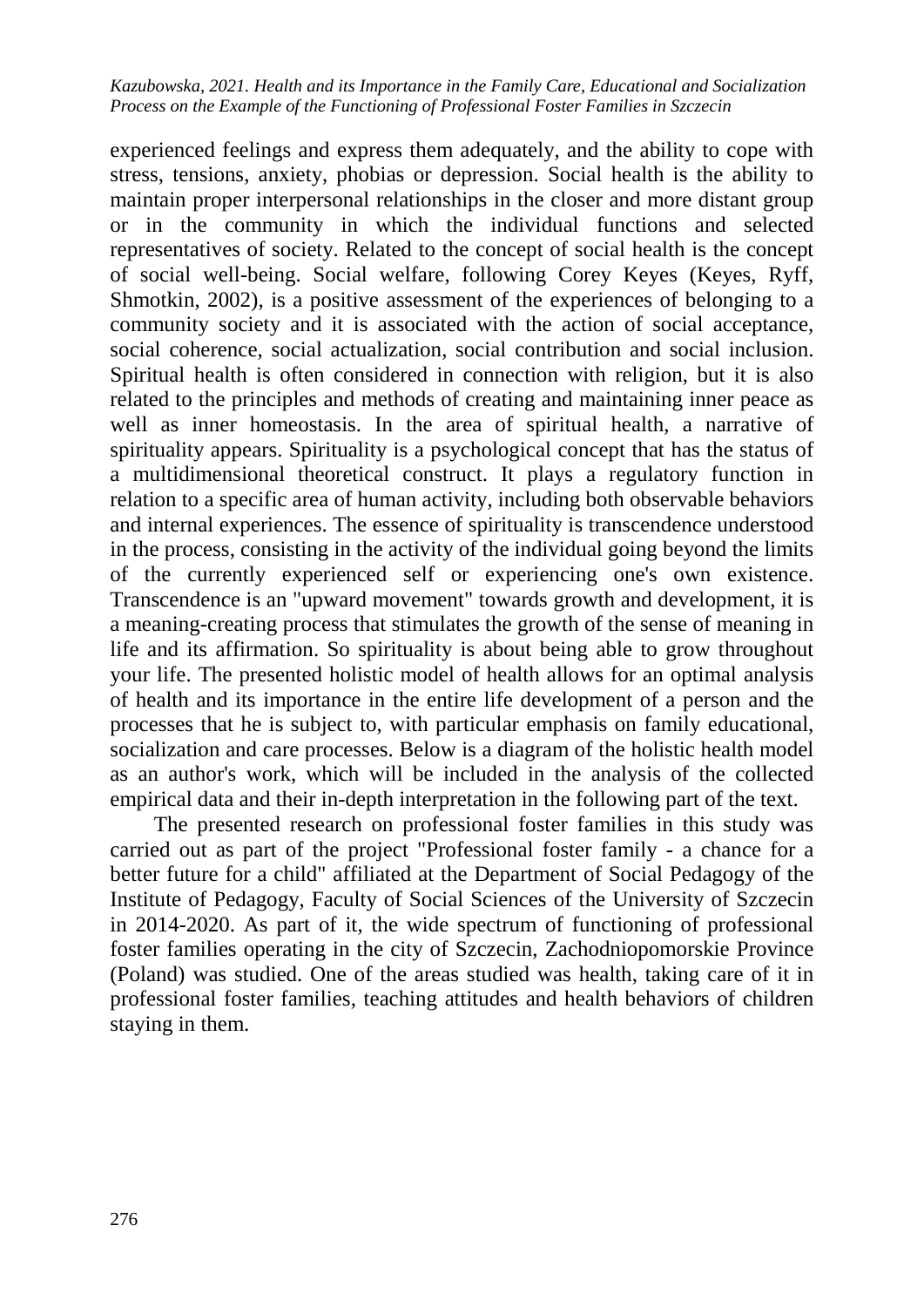experienced feelings and express them adequately, and the ability to cope with stress, tensions, anxiety, phobias or depression. Social health is the ability to maintain proper interpersonal relationships in the closer and more distant group or in the community in which the individual functions and selected representatives of society. Related to the concept of social health is the concept of social well-being. Social welfare, following Corey Keyes (Keyes, Ryff, Shmotkin, 2002), is a positive assessment of the experiences of belonging to a community society and it is associated with the action of social acceptance, social coherence, social actualization, social contribution and social inclusion. Spiritual health is often considered in connection with religion, but it is also related to the principles and methods of creating and maintaining inner peace as well as inner homeostasis. In the area of spiritual health, a narrative of spirituality appears. Spirituality is a psychological concept that has the status of a multidimensional theoretical construct. It plays a regulatory function in relation to a specific area of human activity, including both observable behaviors and internal experiences. The essence of spirituality is transcendence understood in the process, consisting in the activity of the individual going beyond the limits of the currently experienced self or experiencing one's own existence. Transcendence is an "upward movement" towards growth and development, it is a meaning-creating process that stimulates the growth of the sense of meaning in life and its affirmation. So spirituality is about being able to grow throughout your life. The presented holistic model of health allows for an optimal analysis of health and its importance in the entire life development of a person and the processes that he is subject to, with particular emphasis on family educational, socialization and care processes. Below is a diagram of the holistic health model as an author's work, which will be included in the analysis of the collected empirical data and their in-depth interpretation in the following part of the text.

The presented research on professional foster families in this study was carried out as part of the project "Professional foster family - a chance for a better future for a child" affiliated at the Department of Social Pedagogy of the Institute of Pedagogy, Faculty of Social Sciences of the University of Szczecin in 2014-2020. As part of it, the wide spectrum of functioning of professional foster families operating in the city of Szczecin, Zachodniopomorskie Province (Poland) was studied. One of the areas studied was health, taking care of it in professional foster families, teaching attitudes and health behaviors of children staying in them.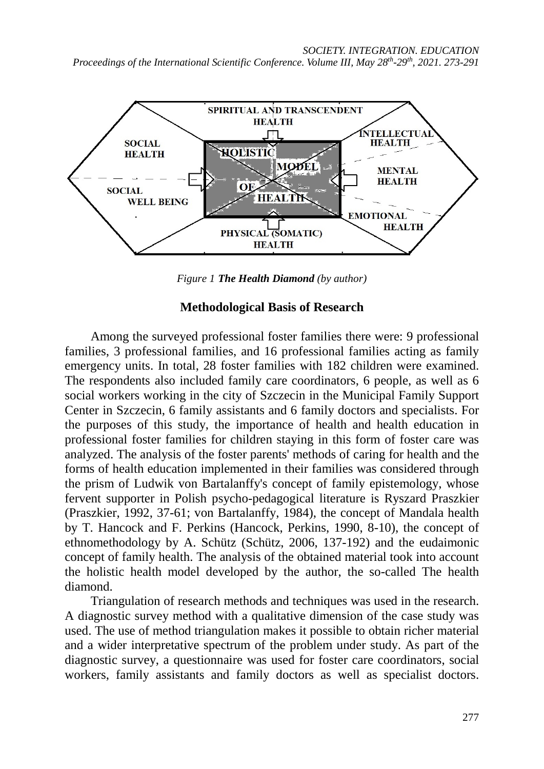*Figure 1* ***The Health Diamond*** *(by author)*

## Methodological Basis of Research

Among the surveyed professional foster families there were: 9 professional families, 3 professional families, and 16 professional families acting as family emergency units. In total, 28 foster families with 182 children were examined. The respondents also included family care coordinators, 6 people, as well as 6 social workers working in the city of Szczecin in the Municipal Family Support Center in Szczecin, 6 family assistants and 6 family doctors and specialists. For the purposes of this study, the importance of health and health education in professional foster families for children staying in this form of foster care was analyzed. The analysis of the foster parents' methods of caring for health and the forms of health education implemented in their families was considered through the prism of Ludwik von Bartalanffy's concept of family epistemology, whose fervent supporter in Polish psycho-pedagogical literature is Ryszard Praszkier (Praszkier, 1992, 37-61; von Bartalanffy, 1984), the concept of Mandala health by T. Hancock and F. Perkins (Hancock, Perkins, 1990, 8-10), the concept of ethnomethodology by A. Schütz (Schütz, 2006, 137-192) and the eudaimonic concept of family health. The analysis of the obtained material took into account the holistic health model developed by the author, the so-called The health diamond.

Triangulation of research methods and techniques was used in the research. A diagnostic survey method with a qualitative dimension of the case study was used. The use of method triangulation makes it possible to obtain richer material and a wider interpretative spectrum of the problem under study. As part of the diagnostic survey, a questionnaire was used for foster care coordinators, social workers, family assistants and family doctors as well as specialist doctors.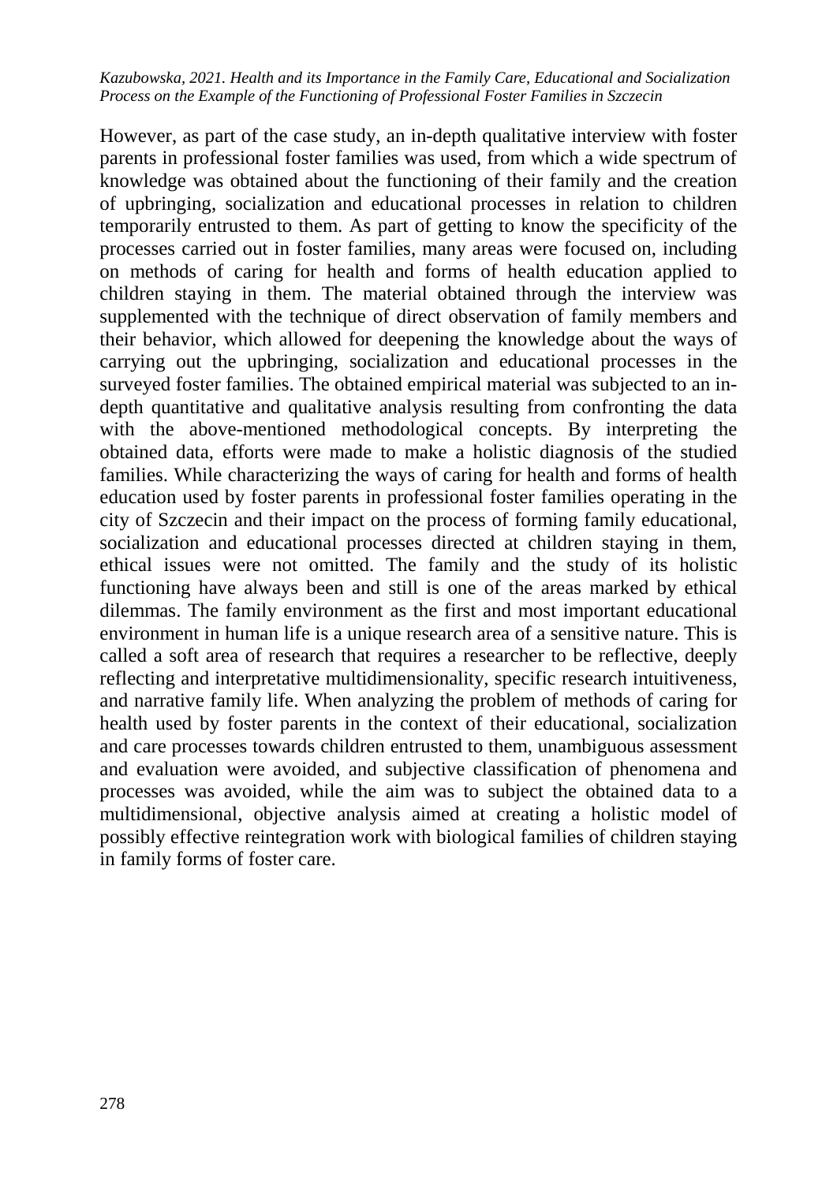However, as part of the case study, an in-depth qualitative interview with foster parents in professional foster families was used, from which a wide spectrum of knowledge was obtained about the functioning of their family and the creation of upbringing, socialization and educational processes in relation to children temporarily entrusted to them. As part of getting to know the specificity of the processes carried out in foster families, many areas were focused on, including on methods of caring for health and forms of health education applied to children staying in them. The material obtained through the interview was supplemented with the technique of direct observation of family members and their behavior, which allowed for deepening the knowledge about the ways of carrying out the upbringing, socialization and educational processes in the surveyed foster families. The obtained empirical material was subjected to an in-depth quantitative and qualitative analysis resulting from confronting the data with the above-mentioned methodological concepts. By interpreting the obtained data, efforts were made to make a holistic diagnosis of the studied families. While characterizing the ways of caring for health and forms of health education used by foster parents in professional foster families operating in the city of Szczecin and their impact on the process of forming family educational, socialization and educational processes directed at children staying in them, ethical issues were not omitted. The family and the study of its holistic functioning have always been and still is one of the areas marked by ethical dilemmas. The family environment as the first and most important educational environment in human life is a unique research area of a sensitive nature. This is called a soft area of research that requires a researcher to be reflective, deeply reflecting and interpretative multidimensionality, specific research intuitiveness, and narrative family life. When analyzing the problem of methods of caring for health used by foster parents in the context of their educational, socialization and care processes towards children entrusted to them, unambiguous assessment and evaluation were avoided, and subjective classification of phenomena and processes was avoided, while the aim was to subject the obtained data to a multidimensional, objective analysis aimed at creating a holistic model of possibly effective reintegration work with biological families of children staying in family forms of foster care.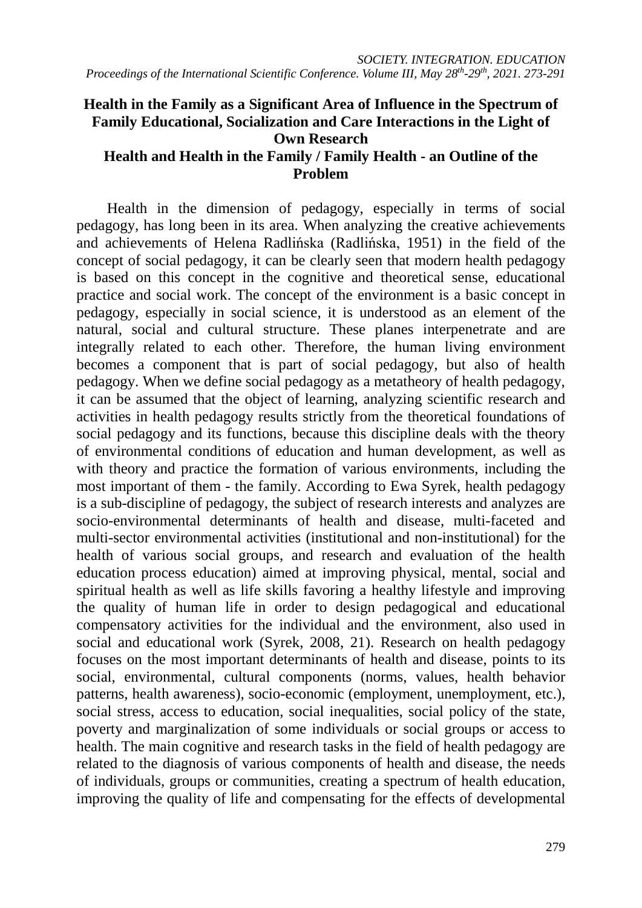# Health in the Family as a Significant Area of Influence in the Spectrum of Family Educational, Socialization and Care Interactions in the Light of Own Research

## Health and Health in the Family / Family Health - an Outline of the Problem

Health in the dimension of pedagogy, especially in terms of social pedagogy, has long been in its area. When analyzing the creative achievements and achievements of Helena Radlińska (Radlińska, 1951) in the field of the concept of social pedagogy, it can be clearly seen that modern health pedagogy is based on this concept in the cognitive and theoretical sense, educational practice and social work. The concept of the environment is a basic concept in pedagogy, especially in social science, it is understood as an element of the natural, social and cultural structure. These planes interpenetrate and are integrally related to each other. Therefore, the human living environment becomes a component that is part of social pedagogy, but also of health pedagogy. When we define social pedagogy as a metatheory of health pedagogy, it can be assumed that the object of learning, analyzing scientific research and activities in health pedagogy results strictly from the theoretical foundations of social pedagogy and its functions, because this discipline deals with the theory of environmental conditions of education and human development, as well as with theory and practice the formation of various environments, including the most important of them - the family. According to Ewa Syrek, health pedagogy is a sub-discipline of pedagogy, the subject of research interests and analyzes are socio-environmental determinants of health and disease, multi-faceted and multi-sector environmental activities (institutional and non-institutional) for the health of various social groups, and research and evaluation of the health education process education) aimed at improving physical, mental, social and spiritual health as well as life skills favoring a healthy lifestyle and improving the quality of human life in order to design pedagogical and educational compensatory activities for the individual and the environment, also used in social and educational work (Syrek, 2008, 21). Research on health pedagogy focuses on the most important determinants of health and disease, points to its social, environmental, cultural components (norms, values, health behavior patterns, health awareness), socio-economic (employment, unemployment, etc.), social stress, access to education, social inequalities, social policy of the state, poverty and marginalization of some individuals or social groups or access to health. The main cognitive and research tasks in the field of health pedagogy are related to the diagnosis of various components of health and disease, the needs of individuals, groups or communities, creating a spectrum of health education, improving the quality of life and compensating for the effects of developmental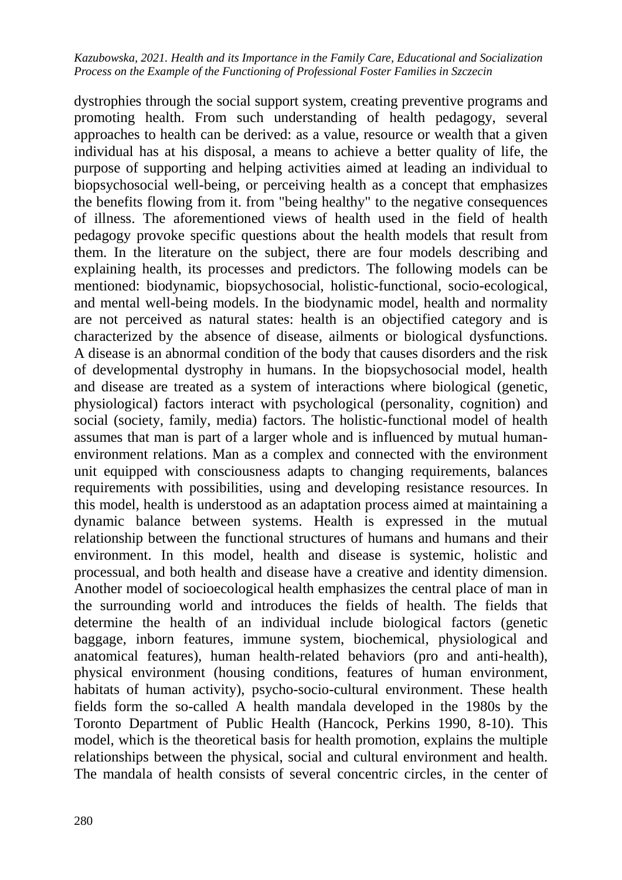dystrophies through the social support system, creating preventive programs and promoting health. From such understanding of health pedagogy, several approaches to health can be derived: as a value, resource or wealth that a given individual has at his disposal, a means to achieve a better quality of life, the purpose of supporting and helping activities aimed at leading an individual to biopsychosocial well-being, or perceiving health as a concept that emphasizes the benefits flowing from it. from "being healthy" to the negative consequences of illness. The aforementioned views of health used in the field of health pedagogy provoke specific questions about the health models that result from them. In the literature on the subject, there are four models describing and explaining health, its processes and predictors. The following models can be mentioned: biodynamic, biopsychosocial, holistic-functional, socio-ecological, and mental well-being models. In the biodynamic model, health and normality are not perceived as natural states: health is an objectified category and is characterized by the absence of disease, ailments or biological dysfunctions. A disease is an abnormal condition of the body that causes disorders and the risk of developmental dystrophy in humans. In the biopsychosocial model, health and disease are treated as a system of interactions where biological (genetic, physiological) factors interact with psychological (personality, cognition) and social (society, family, media) factors. The holistic-functional model of health assumes that man is part of a larger whole and is influenced by mutual human-environment relations. Man as a complex and connected with the environment unit equipped with consciousness adapts to changing requirements, balances requirements with possibilities, using and developing resistance resources. In this model, health is understood as an adaptation process aimed at maintaining a dynamic balance between systems. Health is expressed in the mutual relationship between the functional structures of humans and humans and their environment. In this model, health and disease is systemic, holistic and processual, and both health and disease have a creative and identity dimension. Another model of socioecological health emphasizes the central place of man in the surrounding world and introduces the fields of health. The fields that determine the health of an individual include biological factors (genetic baggage, inborn features, immune system, biochemical, physiological and anatomical features), human health-related behaviors (pro and anti-health), physical environment (housing conditions, features of human environment, habitats of human activity), psycho-socio-cultural environment. These health fields form the so-called A health mandala developed in the 1980s by the Toronto Department of Public Health (Hancock, Perkins 1990, 8-10). This model, which is the theoretical basis for health promotion, explains the multiple relationships between the physical, social and cultural environment and health. The mandala of health consists of several concentric circles, in the center of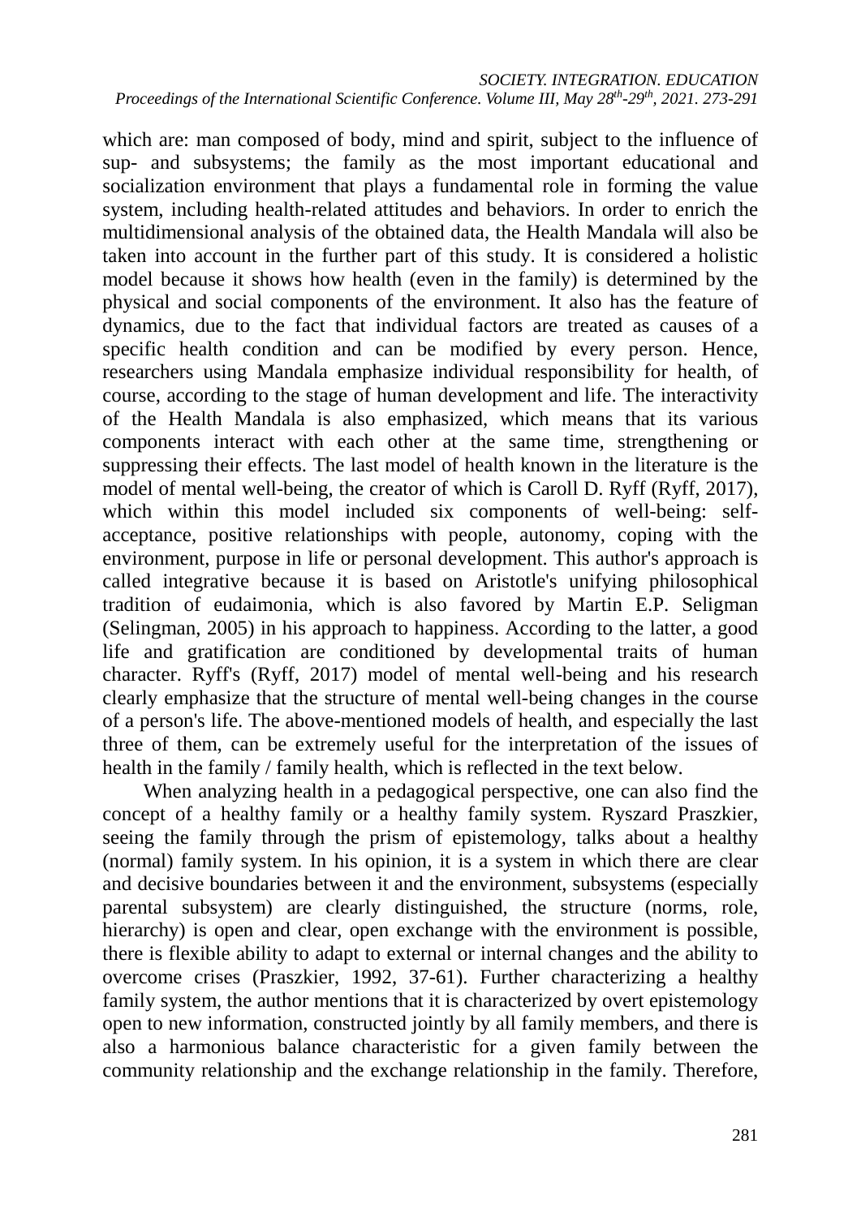which are: man composed of body, mind and spirit, subject to the influence of sup- and subsystems; the family as the most important educational and socialization environment that plays a fundamental role in forming the value system, including health-related attitudes and behaviors. In order to enrich the multidimensional analysis of the obtained data, the Health Mandala will also be taken into account in the further part of this study. It is considered a holistic model because it shows how health (even in the family) is determined by the physical and social components of the environment. It also has the feature of dynamics, due to the fact that individual factors are treated as causes of a specific health condition and can be modified by every person. Hence, researchers using Mandala emphasize individual responsibility for health, of course, according to the stage of human development and life. The interactivity of the Health Mandala is also emphasized, which means that its various components interact with each other at the same time, strengthening or suppressing their effects. The last model of health known in the literature is the model of mental well-being, the creator of which is Caroll D. Ryff (Ryff, 2017), which within this model included six components of well-being: self-acceptance, positive relationships with people, autonomy, coping with the environment, purpose in life or personal development. This author's approach is called integrative because it is based on Aristotle's unifying philosophical tradition of eudaimonia, which is also favored by Martin E.P. Seligman (Selingman, 2005) in his approach to happiness. According to the latter, a good life and gratification are conditioned by developmental traits of human character. Ryff's (Ryff, 2017) model of mental well-being and his research clearly emphasize that the structure of mental well-being changes in the course of a person's life. The above-mentioned models of health, and especially the last three of them, can be extremely useful for the interpretation of the issues of health in the family / family health, which is reflected in the text below.

When analyzing health in a pedagogical perspective, one can also find the concept of a healthy family or a healthy family system. Ryszard Praszkier, seeing the family through the prism of epistemology, talks about a healthy (normal) family system. In his opinion, it is a system in which there are clear and decisive boundaries between it and the environment, subsystems (especially parental subsystem) are clearly distinguished, the structure (norms, role, hierarchy) is open and clear, open exchange with the environment is possible, there is flexible ability to adapt to external or internal changes and the ability to overcome crises (Praszkier, 1992, 37-61). Further characterizing a healthy family system, the author mentions that it is characterized by overt epistemology open to new information, constructed jointly by all family members, and there is also a harmonious balance characteristic for a given family between the community relationship and the exchange relationship in the family. Therefore,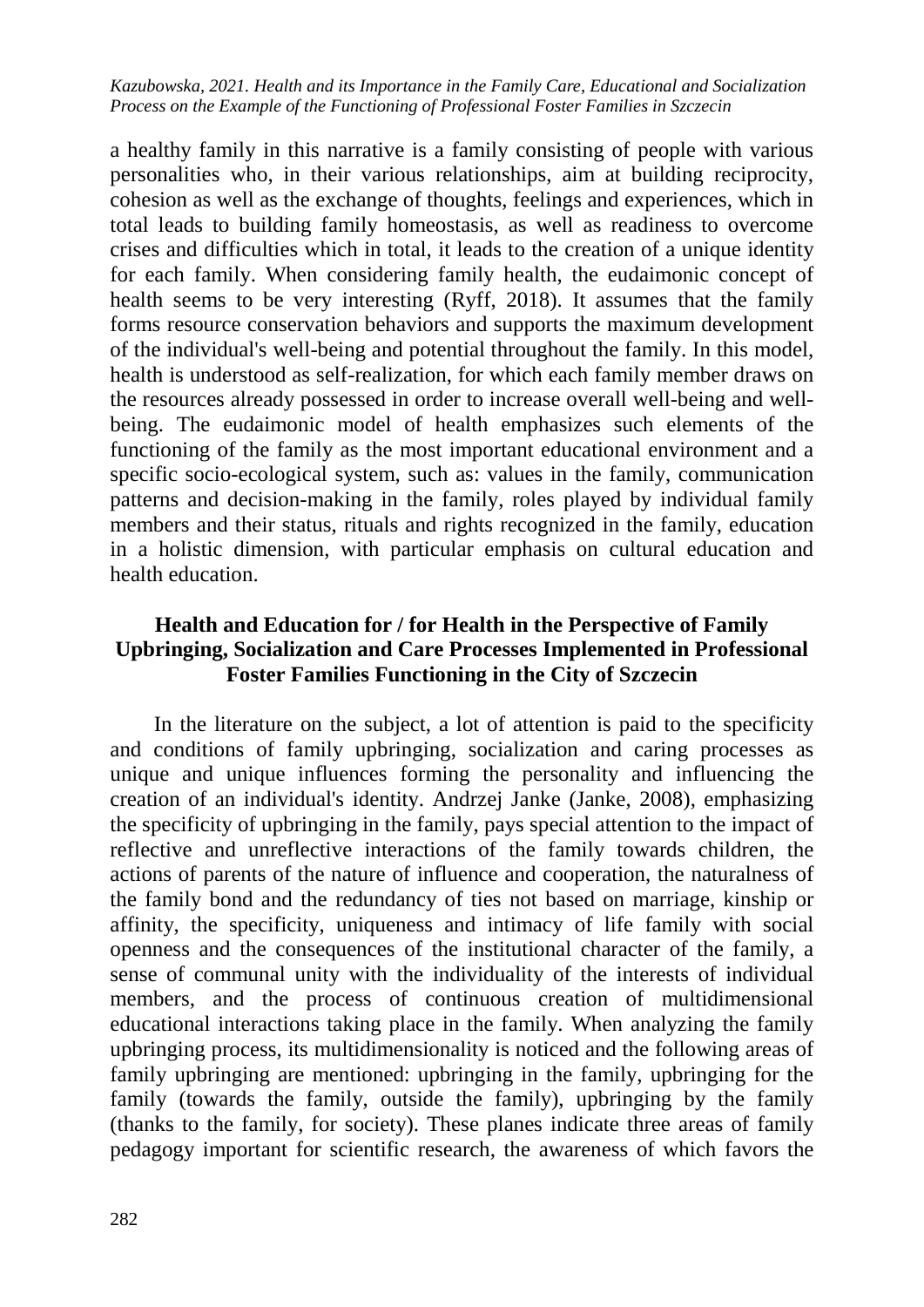a healthy family in this narrative is a family consisting of people with various personalities who, in their various relationships, aim at building reciprocity, cohesion as well as the exchange of thoughts, feelings and experiences, which in total leads to building family homeostasis, as well as readiness to overcome crises and difficulties which in total, it leads to the creation of a unique identity for each family. When considering family health, the eudaimonic concept of health seems to be very interesting (Ryff, 2018). It assumes that the family forms resource conservation behaviors and supports the maximum development of the individual's well-being and potential throughout the family. In this model, health is understood as self-realization, for which each family member draws on the resources already possessed in order to increase overall well-being and well-being. The eudaimonic model of health emphasizes such elements of the functioning of the family as the most important educational environment and a specific socio-ecological system, such as: values in the family, communication patterns and decision-making in the family, roles played by individual family members and their status, rituals and rights recognized in the family, education in a holistic dimension, with particular emphasis on cultural education and health education.

## Health and Education for / for Health in the Perspective of Family Upbringing, Socialization and Care Processes Implemented in Professional Foster Families Functioning in the City of Szczecin

In the literature on the subject, a lot of attention is paid to the specificity and conditions of family upbringing, socialization and caring processes as unique and unique influences forming the personality and influencing the creation of an individual's identity. Andrzej Janke (Janke, 2008), emphasizing the specificity of upbringing in the family, pays special attention to the impact of reflective and unreflective interactions of the family towards children, the actions of parents of the nature of influence and cooperation, the naturalness of the family bond and the redundancy of ties not based on marriage, kinship or affinity, the specificity, uniqueness and intimacy of life family with social openness and the consequences of the institutional character of the family, a sense of communal unity with the individuality of the interests of individual members, and the process of continuous creation of multidimensional educational interactions taking place in the family. When analyzing the family upbringing process, its multidimensionality is noticed and the following areas of family upbringing are mentioned: upbringing in the family, upbringing for the family (towards the family, outside the family), upbringing by the family (thanks to the family, for society). These planes indicate three areas of family pedagogy important for scientific research, the awareness of which favors the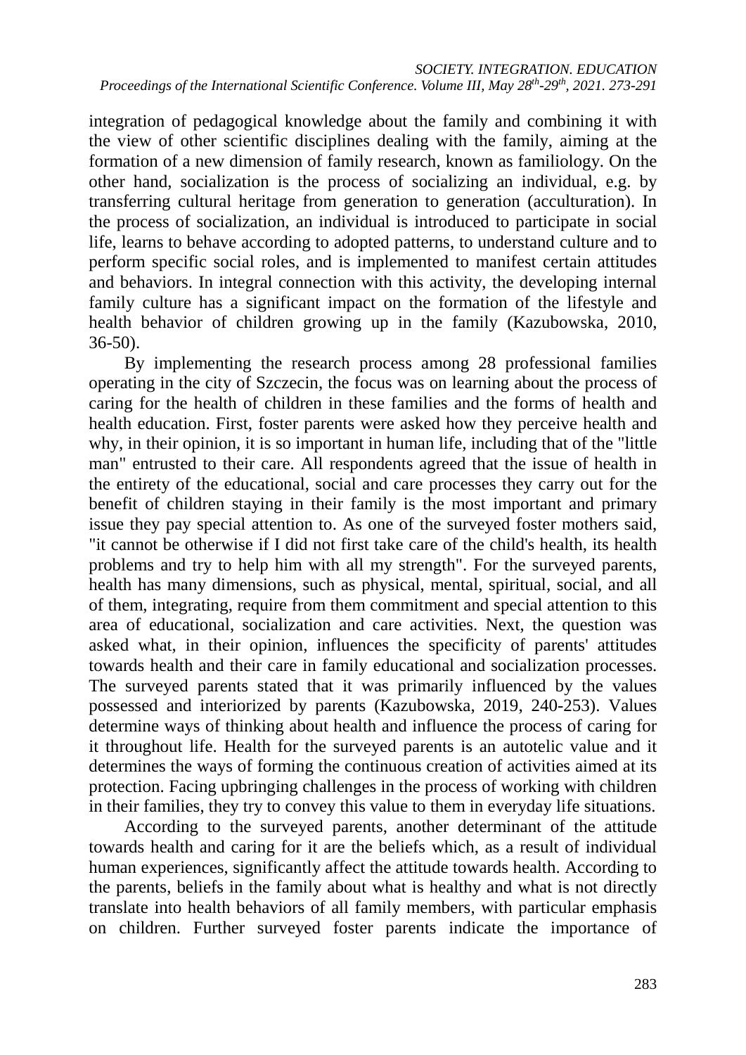integration of pedagogical knowledge about the family and combining it with the view of other scientific disciplines dealing with the family, aiming at the formation of a new dimension of family research, known as familiology. On the other hand, socialization is the process of socializing an individual, e.g. by transferring cultural heritage from generation to generation (acculturation). In the process of socialization, an individual is introduced to participate in social life, learns to behave according to adopted patterns, to understand culture and to perform specific social roles, and is implemented to manifest certain attitudes and behaviors. In integral connection with this activity, the developing internal family culture has a significant impact on the formation of the lifestyle and health behavior of children growing up in the family (Kazubowska, 2010, 36-50).

By implementing the research process among 28 professional families operating in the city of Szczecin, the focus was on learning about the process of caring for the health of children in these families and the forms of health and health education. First, foster parents were asked how they perceive health and why, in their opinion, it is so important in human life, including that of the "little man" entrusted to their care. All respondents agreed that the issue of health in the entirety of the educational, social and care processes they carry out for the benefit of children staying in their family is the most important and primary issue they pay special attention to. As one of the surveyed foster mothers said, "it cannot be otherwise if I did not first take care of the child's health, its health problems and try to help him with all my strength". For the surveyed parents, health has many dimensions, such as physical, mental, spiritual, social, and all of them, integrating, require from them commitment and special attention to this area of educational, socialization and care activities. Next, the question was asked what, in their opinion, influences the specificity of parents' attitudes towards health and their care in family educational and socialization processes. The surveyed parents stated that it was primarily influenced by the values possessed and interiorized by parents (Kazubowska, 2019, 240-253). Values determine ways of thinking about health and influence the process of caring for it throughout life. Health for the surveyed parents is an autotelic value and it determines the ways of forming the continuous creation of activities aimed at its protection. Facing upbringing challenges in the process of working with children in their families, they try to convey this value to them in everyday life situations.

According to the surveyed parents, another determinant of the attitude towards health and caring for it are the beliefs which, as a result of individual human experiences, significantly affect the attitude towards health. According to the parents, beliefs in the family about what is healthy and what is not directly translate into health behaviors of all family members, with particular emphasis on children. Further surveyed foster parents indicate the importance of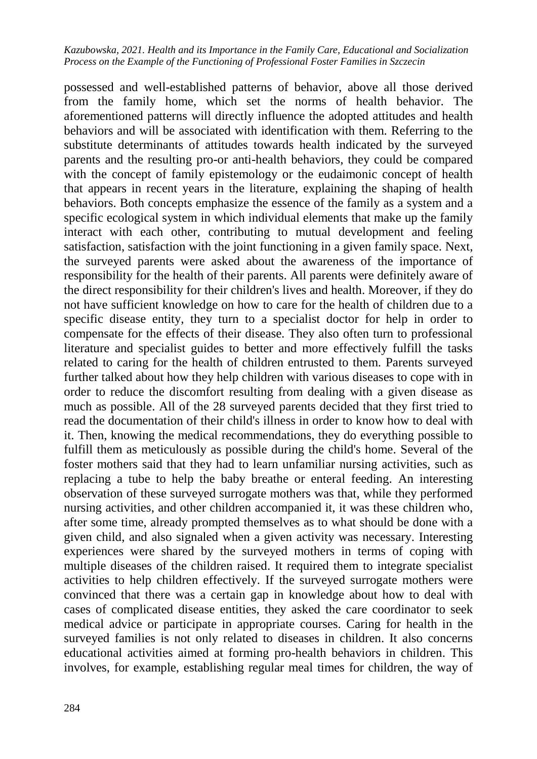possessed and well-established patterns of behavior, above all those derived from the family home, which set the norms of health behavior. The aforementioned patterns will directly influence the adopted attitudes and health behaviors and will be associated with identification with them. Referring to the substitute determinants of attitudes towards health indicated by the surveyed parents and the resulting pro-or anti-health behaviors, they could be compared with the concept of family epistemology or the eudaimonic concept of health that appears in recent years in the literature, explaining the shaping of health behaviors. Both concepts emphasize the essence of the family as a system and a specific ecological system in which individual elements that make up the family interact with each other, contributing to mutual development and feeling satisfaction, satisfaction with the joint functioning in a given family space. Next, the surveyed parents were asked about the awareness of the importance of responsibility for the health of their parents. All parents were definitely aware of the direct responsibility for their children's lives and health. Moreover, if they do not have sufficient knowledge on how to care for the health of children due to a specific disease entity, they turn to a specialist doctor for help in order to compensate for the effects of their disease. They also often turn to professional literature and specialist guides to better and more effectively fulfill the tasks related to caring for the health of children entrusted to them. Parents surveyed further talked about how they help children with various diseases to cope with in order to reduce the discomfort resulting from dealing with a given disease as much as possible. All of the 28 surveyed parents decided that they first tried to read the documentation of their child's illness in order to know how to deal with it. Then, knowing the medical recommendations, they do everything possible to fulfill them as meticulously as possible during the child's home. Several of the foster mothers said that they had to learn unfamiliar nursing activities, such as replacing a tube to help the baby breathe or enteral feeding. An interesting observation of these surveyed surrogate mothers was that, while they performed nursing activities, and other children accompanied it, it was these children who, after some time, already prompted themselves as to what should be done with a given child, and also signaled when a given activity was necessary. Interesting experiences were shared by the surveyed mothers in terms of coping with multiple diseases of the children raised. It required them to integrate specialist activities to help children effectively. If the surveyed surrogate mothers were convinced that there was a certain gap in knowledge about how to deal with cases of complicated disease entities, they asked the care coordinator to seek medical advice or participate in appropriate courses. Caring for health in the surveyed families is not only related to diseases in children. It also concerns educational activities aimed at forming pro-health behaviors in children. This involves, for example, establishing regular meal times for children, the way of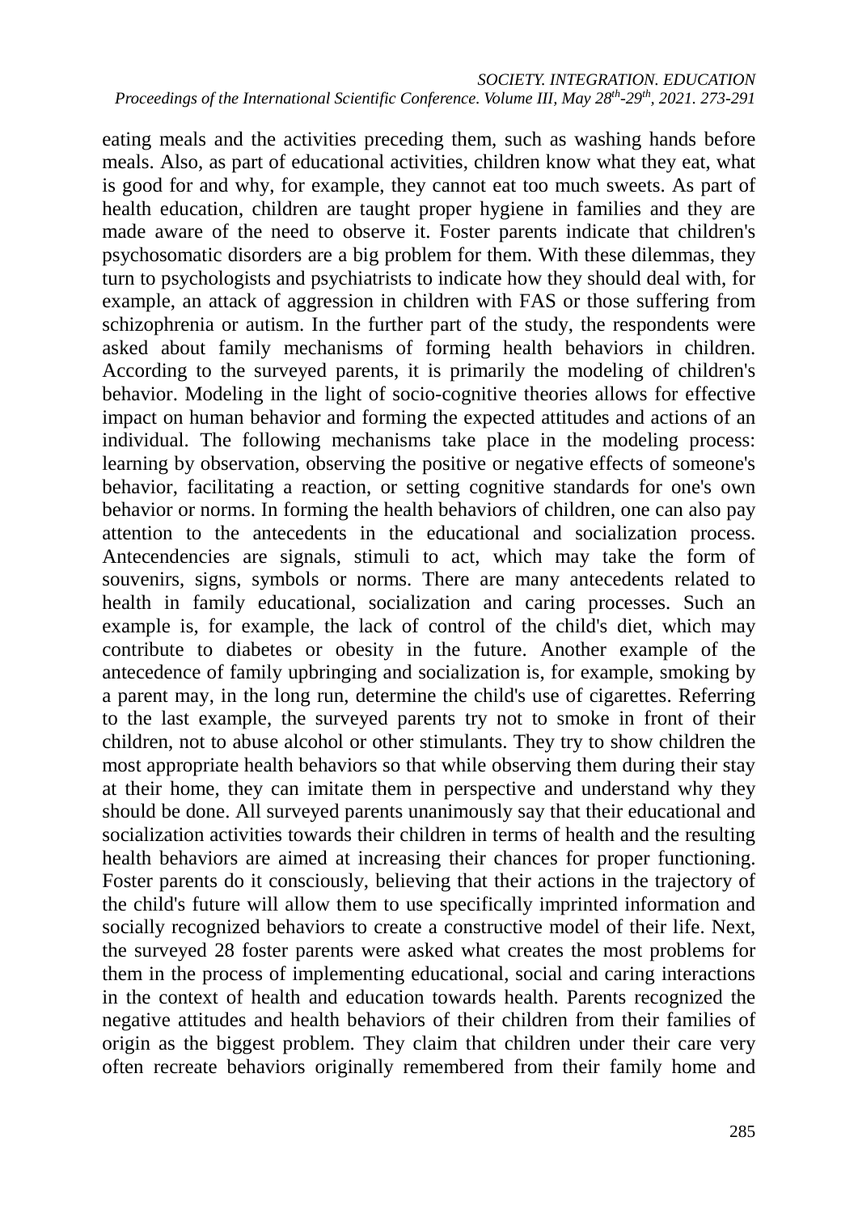eating meals and the activities preceding them, such as washing hands before meals. Also, as part of educational activities, children know what they eat, what is good for and why, for example, they cannot eat too much sweets. As part of health education, children are taught proper hygiene in families and they are made aware of the need to observe it. Foster parents indicate that children's psychosomatic disorders are a big problem for them. With these dilemmas, they turn to psychologists and psychiatrists to indicate how they should deal with, for example, an attack of aggression in children with FAS or those suffering from schizophrenia or autism. In the further part of the study, the respondents were asked about family mechanisms of forming health behaviors in children. According to the surveyed parents, it is primarily the modeling of children's behavior. Modeling in the light of socio-cognitive theories allows for effective impact on human behavior and forming the expected attitudes and actions of an individual. The following mechanisms take place in the modeling process: learning by observation, observing the positive or negative effects of someone's behavior, facilitating a reaction, or setting cognitive standards for one's own behavior or norms. In forming the health behaviors of children, one can also pay attention to the antecedents in the educational and socialization process. Antecendencies are signals, stimuli to act, which may take the form of souvenirs, signs, symbols or norms. There are many antecedents related to health in family educational, socialization and caring processes. Such an example is, for example, the lack of control of the child's diet, which may contribute to diabetes or obesity in the future. Another example of the antecedence of family upbringing and socialization is, for example, smoking by a parent may, in the long run, determine the child's use of cigarettes. Referring to the last example, the surveyed parents try not to smoke in front of their children, not to abuse alcohol or other stimulants. They try to show children the most appropriate health behaviors so that while observing them during their stay at their home, they can imitate them in perspective and understand why they should be done. All surveyed parents unanimously say that their educational and socialization activities towards their children in terms of health and the resulting health behaviors are aimed at increasing their chances for proper functioning. Foster parents do it consciously, believing that their actions in the trajectory of the child's future will allow them to use specifically imprinted information and socially recognized behaviors to create a constructive model of their life. Next, the surveyed 28 foster parents were asked what creates the most problems for them in the process of implementing educational, social and caring interactions in the context of health and education towards health. Parents recognized the negative attitudes and health behaviors of their children from their families of origin as the biggest problem. They claim that children under their care very often recreate behaviors originally remembered from their family home and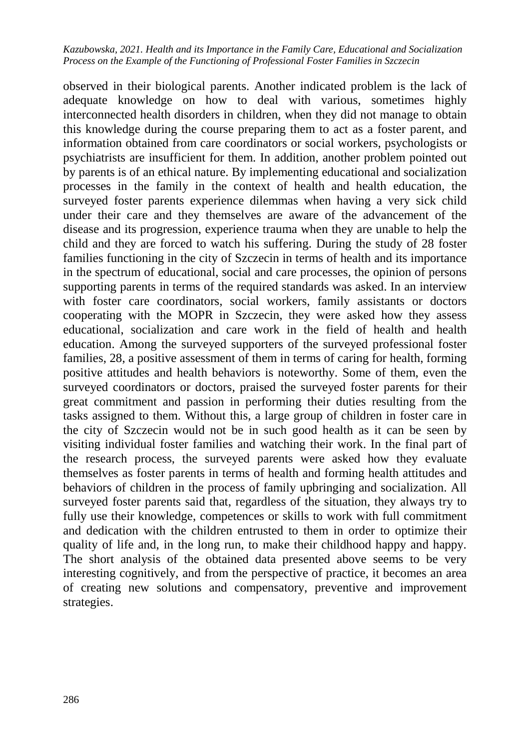observed in their biological parents. Another indicated problem is the lack of adequate knowledge on how to deal with various, sometimes highly interconnected health disorders in children, when they did not manage to obtain this knowledge during the course preparing them to act as a foster parent, and information obtained from care coordinators or social workers, psychologists or psychiatrists are insufficient for them. In addition, another problem pointed out by parents is of an ethical nature. By implementing educational and socialization processes in the family in the context of health and health education, the surveyed foster parents experience dilemmas when having a very sick child under their care and they themselves are aware of the advancement of the disease and its progression, experience trauma when they are unable to help the child and they are forced to watch his suffering. During the study of 28 foster families functioning in the city of Szczecin in terms of health and its importance in the spectrum of educational, social and care processes, the opinion of persons supporting parents in terms of the required standards was asked. In an interview with foster care coordinators, social workers, family assistants or doctors cooperating with the MOPR in Szczecin, they were asked how they assess educational, socialization and care work in the field of health and health education. Among the surveyed supporters of the surveyed professional foster families, 28, a positive assessment of them in terms of caring for health, forming positive attitudes and health behaviors is noteworthy. Some of them, even the surveyed coordinators or doctors, praised the surveyed foster parents for their great commitment and passion in performing their duties resulting from the tasks assigned to them. Without this, a large group of children in foster care in the city of Szczecin would not be in such good health as it can be seen by visiting individual foster families and watching their work. In the final part of the research process, the surveyed parents were asked how they evaluate themselves as foster parents in terms of health and forming health attitudes and behaviors of children in the process of family upbringing and socialization. All surveyed foster parents said that, regardless of the situation, they always try to fully use their knowledge, competences or skills to work with full commitment and dedication with the children entrusted to them in order to optimize their quality of life and, in the long run, to make their childhood happy and happy. The short analysis of the obtained data presented above seems to be very interesting cognitively, and from the perspective of practice, it becomes an area of creating new solutions and compensatory, preventive and improvement strategies.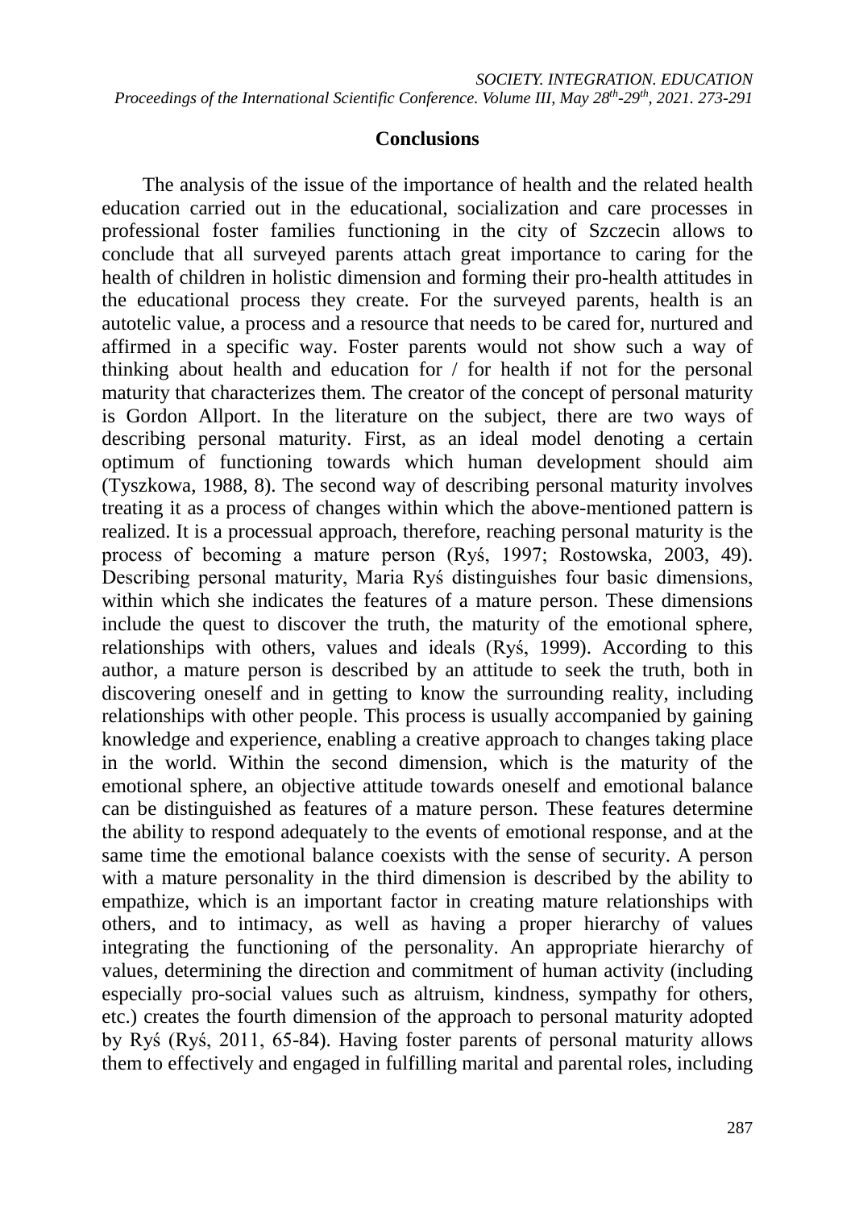## Conclusions

The analysis of the issue of the importance of health and the related health education carried out in the educational, socialization and care processes in professional foster families functioning in the city of Szczecin allows to conclude that all surveyed parents attach great importance to caring for the health of children in holistic dimension and forming their pro-health attitudes in the educational process they create. For the surveyed parents, health is an autotelic value, a process and a resource that needs to be cared for, nurtured and affirmed in a specific way. Foster parents would not show such a way of thinking about health and education for / for health if not for the personal maturity that characterizes them. The creator of the concept of personal maturity is Gordon Allport. In the literature on the subject, there are two ways of describing personal maturity. First, as an ideal model denoting a certain optimum of functioning towards which human development should aim (Tyszkowa, 1988, 8). The second way of describing personal maturity involves treating it as a process of changes within which the above-mentioned pattern is realized. It is a processual approach, therefore, reaching personal maturity is the process of becoming a mature person (Ryś, 1997; Rostowska, 2003, 49). Describing personal maturity, Maria Ryś distinguishes four basic dimensions, within which she indicates the features of a mature person. These dimensions include the quest to discover the truth, the maturity of the emotional sphere, relationships with others, values and ideals (Ryś, 1999). According to this author, a mature person is described by an attitude to seek the truth, both in discovering oneself and in getting to know the surrounding reality, including relationships with other people. This process is usually accompanied by gaining knowledge and experience, enabling a creative approach to changes taking place in the world. Within the second dimension, which is the maturity of the emotional sphere, an objective attitude towards oneself and emotional balance can be distinguished as features of a mature person. These features determine the ability to respond adequately to the events of emotional response, and at the same time the emotional balance coexists with the sense of security. A person with a mature personality in the third dimension is described by the ability to empathize, which is an important factor in creating mature relationships with others, and to intimacy, as well as having a proper hierarchy of values integrating the functioning of the personality. An appropriate hierarchy of values, determining the direction and commitment of human activity (including especially pro-social values such as altruism, kindness, sympathy for others, etc.) creates the fourth dimension of the approach to personal maturity adopted by Ryś (Ryś, 2011, 65-84). Having foster parents of personal maturity allows them to effectively and engaged in fulfilling marital and parental roles, including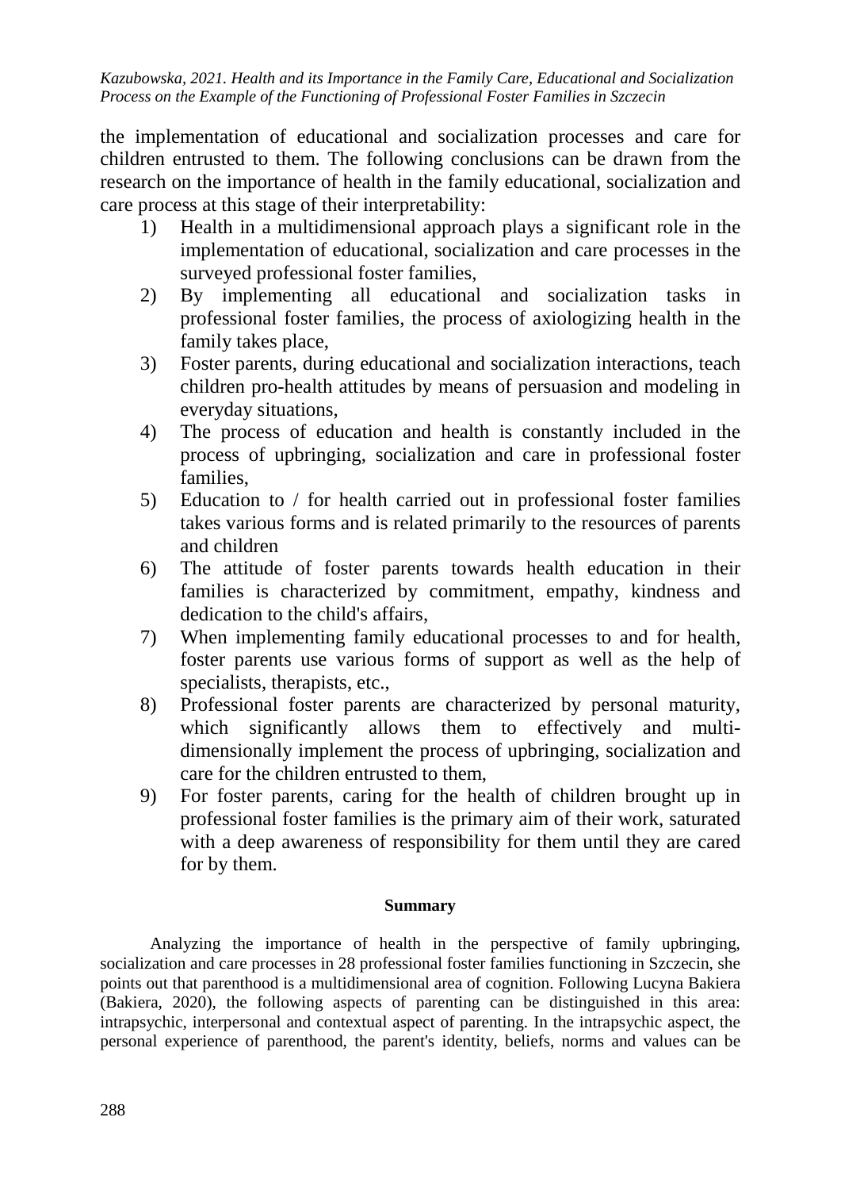the implementation of educational and socialization processes and care for children entrusted to them. The following conclusions can be drawn from the research on the importance of health in the family educational, socialization and care process at this stage of their interpretability:

1) Health in a multidimensional approach plays a significant role in the implementation of educational, socialization and care processes in the surveyed professional foster families,
2) By implementing all educational and socialization tasks in professional foster families, the process of axiologizing health in the family takes place,
3) Foster parents, during educational and socialization interactions, teach children pro-health attitudes by means of persuasion and modeling in everyday situations,
4) The process of education and health is constantly included in the process of upbringing, socialization and care in professional foster families,
5) Education to / for health carried out in professional foster families takes various forms and is related primarily to the resources of parents and children
6) The attitude of foster parents towards health education in their families is characterized by commitment, empathy, kindness and dedication to the child's affairs,
7) When implementing family educational processes to and for health, foster parents use various forms of support as well as the help of specialists, therapists, etc.,
8) Professional foster parents are characterized by personal maturity, which significantly allows them to effectively and multi-dimensionally implement the process of upbringing, socialization and care for the children entrusted to them,
9) For foster parents, caring for the health of children brought up in professional foster families is the primary aim of their work, saturated with a deep awareness of responsibility for them until they are cared for by them.

**Summary**

Analyzing the importance of health in the perspective of family upbringing, socialization and care processes in 28 professional foster families functioning in Szczecin, she points out that parenthood is a multidimensional area of cognition. Following Lucyna Bakiera (Bakiera, 2020), the following aspects of parenting can be distinguished in this area: intrapsychic, interpersonal and contextual aspect of parenting. In the intrapsychic aspect, the personal experience of parenthood, the parent's identity, beliefs, norms and values can be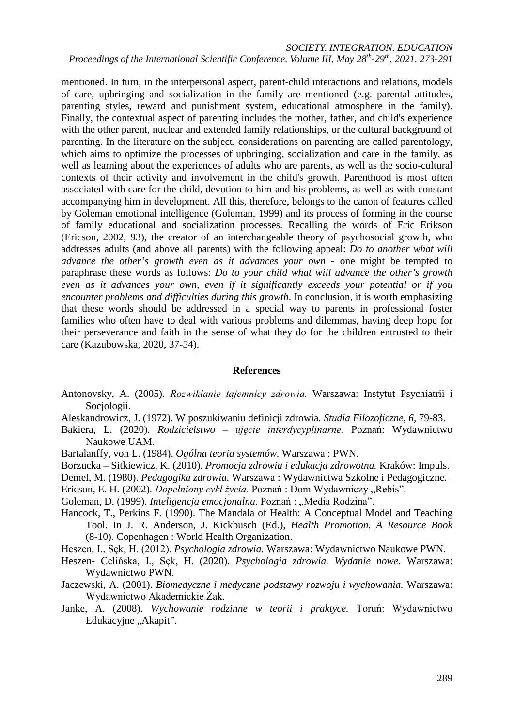mentioned. In turn, in the interpersonal aspect, parent-child interactions and relations, models of care, upbringing and socialization in the family are mentioned (e.g. parental attitudes, parenting styles, reward and punishment system, educational atmosphere in the family). Finally, the contextual aspect of parenting includes the mother, father, and child's experience with the other parent, nuclear and extended family relationships, or the cultural background of parenting. In the literature on the subject, considerations on parenting are called parentology, which aims to optimize the processes of upbringing, socialization and care in the family, as well as learning about the experiences of adults who are parents, as well as the socio-cultural contexts of their activity and involvement in the child's growth. Parenthood is most often associated with care for the child, devotion to him and his problems, as well as with constant accompanying him in development. All this, therefore, belongs to the canon of features called by Goleman emotional intelligence (Goleman, 1999) and its process of forming in the course of family educational and socialization processes. Recalling the words of Eric Erikson (Ericson, 2002, 93), the creator of an interchangeable theory of psychosocial growth, who addresses adults (and above all parents) with the following appeal: *Do to another what will advance the other's growth even as it advances your own* - one might be tempted to paraphrase these words as follows: *Do to your child what will advance the other's growth even as it advances your own, even if it significantly exceeds your potential or if you encounter problems and difficulties during this growth*. In conclusion, it is worth emphasizing that these words should be addressed in a special way to parents in professional foster families who often have to deal with various problems and dilemmas, having deep hope for their perseverance and faith in the sense of what they do for the children entrusted to their care (Kazubowska, 2020, 37-54).

## References

Antonovsky, A. (2005). *Rozwikłanie tajemnicy zdrowia.* Warszawa: Instytut Psychiatrii i Socjologii.

Aleskandrowicz, J. (1972). W poszukiwaniu definicji zdrowia. *Studia Filozoficzne*, *6*, 79-83.

Bakiera, L. (2020). *Rodzicielstwo – ujęcie interdycyplinarne.* Poznań: Wydawnictwo Naukowe UAM.

Bartalanffy, von L. (1984). *Ogólna teoria systemów*. Warszawa : PWN.

Borzucka – Sitkiewicz, K. (2010). *Promocja zdrowia i edukacja zdrowotna.* Kraków: Impuls.

Demel, M. (1980). *Pedagogika zdrowia.* Warszawa : Wydawnictwa Szkolne i Pedagogiczne.

Ericson, E. H. (2002). *Dopełniony cykl życia.* Poznań : Dom Wydawniczy „Rebis".

Goleman, D. (1999). *Inteligencja emocjonalna*. Poznań : „Media Rodzina".

Hancock, T., Perkins F. (1990). The Mandala of Health: A Conceptual Model and Teaching Tool. In J. R. Anderson, J. Kickbusch (Ed.), *Health Promotion. A Resource Book* (8-10). Copenhagen : World Health Organization.

Heszen, I., Sęk, H. (2012). *Psychologia zdrowia.* Warszawa: Wydawnictwo Naukowe PWN.

Heszen- Celińska, I., Sęk, H. (2020). *Psychologia zdrowia. Wydanie nowe*. Warszawa: Wydawnictwo PWN.

Jaczewski, A. (2001). *Biomedyczne i medyczne podstawy rozwoju i wychowania.* Warszawa: Wydawnictwo Akademickie Żak.

Janke, A. (2008). *Wychowanie rodzinne w teorii i praktyce.* Toruń: Wydawnictwo Edukacyjne „Akapit".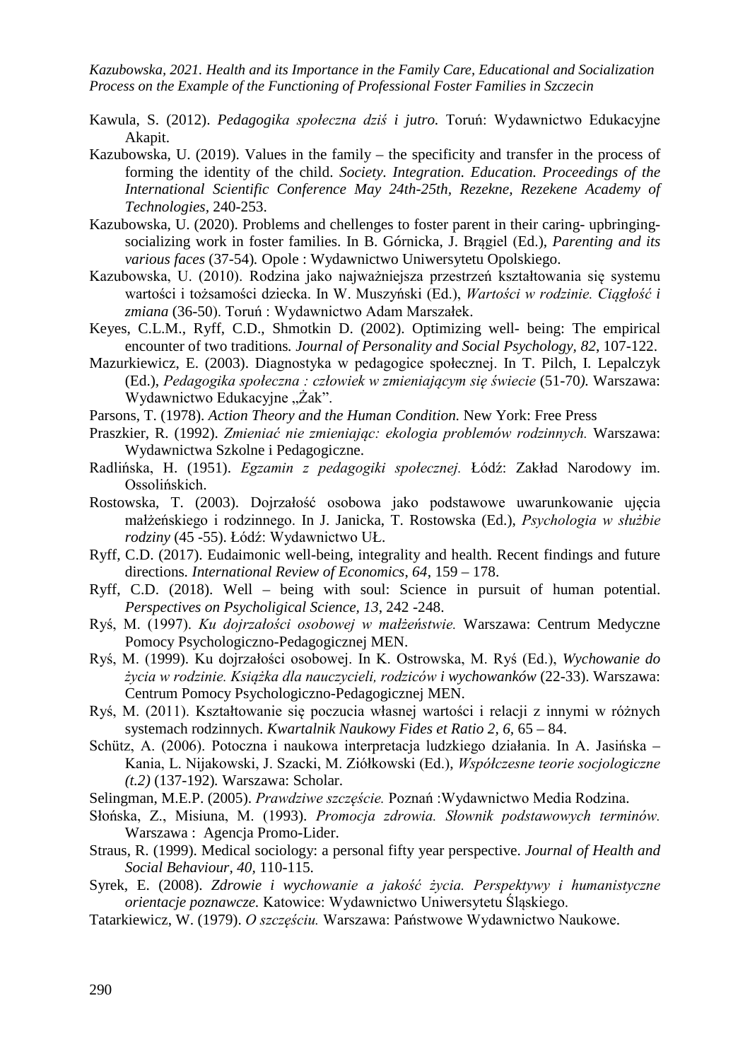Kawula, S. (2012). *Pedagogika społeczna dziś i jutro.* Toruń: Wydawnictwo Edukacyjne Akapit.

Kazubowska, U. (2019). Values in the family – the specificity and transfer in the process of forming the identity of the child. *Society. Integration. Education. Proceedings of the International Scientific Conference May 24th-25th, Rezekne, Rezekene Academy of Technologies*, 240-253.

Kazubowska, U. (2020). Problems and chellenges to foster parent in their caring- upbringing-socializing work in foster families. In B. Górnicka, J. Brągiel (Ed.), *Parenting and its various faces* (37-54). Opole : Wydawnictwo Uniwersytetu Opolskiego.

Kazubowska, U. (2010). Rodzina jako najważniejsza przestrzeń kształtowania się systemu wartości i tożsamości dziecka. In W. Muszyński (Ed.), *Wartości w rodzinie. Ciągłość i zmiana* (36-50). Toruń : Wydawnictwo Adam Marszałek.

Keyes, C.L.M., Ryff, C.D., Shmotkin D. (2002). Optimizing well- being: The empirical encounter of two traditions. *Journal of Personality and Social Psychology, 82*, 107-122.

Mazurkiewicz, E. (2003). Diagnostyka w pedagogice społecznej. In T. Pilch, I. Lepalczyk (Ed.), *Pedagogika społeczna : człowiek w zmieniającym się świecie* (51-70). Warszawa: Wydawnictwo Edukacyjne „Żak".

Parsons, T. (1978). *Action Theory and the Human Condition.* New York: Free Press

Praszkier, R. (1992). *Zmieniać nie zmieniając: ekologia problemów rodzinnych.* Warszawa: Wydawnictwa Szkolne i Pedagogiczne.

Radlińska, H. (1951). *Egzamin z pedagogiki społecznej.* Łódź: Zakład Narodowy im. Ossolińskich.

Rostowska, T. (2003). Dojrzałość osobowa jako podstawowe uwarunkowanie ujęcia małżeńskiego i rodzinnego. In J. Janicka, T. Rostowska (Ed.), *Psychologia w służbie rodziny* (45 -55). Łódź: Wydawnictwo UŁ.

Ryff, C.D. (2017). Eudaimonic well-being, integrality and health. Recent findings and future directions. *International Review of Economics*, *64*, 159 – 178.

Ryff, C.D. (2018). Well – being with soul: Science in pursuit of human potential. *Perspectives on Psycholigical Science*, *13*, 242 -248.

Ryś, M. (1997). *Ku dojrzałości osobowej w małżeństwie.* Warszawa: Centrum Medyczne Pomocy Psychologiczno-Pedagogicznej MEN.

Ryś, M. (1999). Ku dojrzałości osobowej. In K. Ostrowska, M. Ryś (Ed.), *Wychowanie do życia w rodzinie. Książka dla nauczycieli, rodziców i wychowanków* (22-33). Warszawa: Centrum Pomocy Psychologiczno-Pedagogicznej MEN.

Ryś, M. (2011). Kształtowanie się poczucia własnej wartości i relacji z innymi w różnych systemach rodzinnych. *Kwartalnik Naukowy Fides et Ratio 2, 6*, 65 – 84.

Schütz, A. (2006). Potoczna i naukowa interpretacja ludzkiego działania. In A. Jasińska – Kania, L. Nijakowski, J. Szacki, M. Ziółkowski (Ed.), *Współczesne teorie socjologiczne (t.2)* (137-192). Warszawa: Scholar.

Selingman, M.E.P. (2005). *Prawdziwe szczęście.* Poznań :Wydawnictwo Media Rodzina.

Słońska, Z., Misiuna, M. (1993). *Promocja zdrowia. Słownik podstawowych terminów.* Warszawa : Agencja Promo-Lider.

Straus, R. (1999). Medical sociology: a personal fifty year perspective. *Journal of Health and Social Behaviour, 40*, 110-115.

Syrek, E. (2008). *Zdrowie i wychowanie a jakość życia. Perspektywy i humanistyczne orientacje poznawcze.* Katowice: Wydawnictwo Uniwersytetu Śląskiego.

Tatarkiewicz, W. (1979). *O szczęściu.* Warszawa: Państwowe Wydawnictwo Naukowe.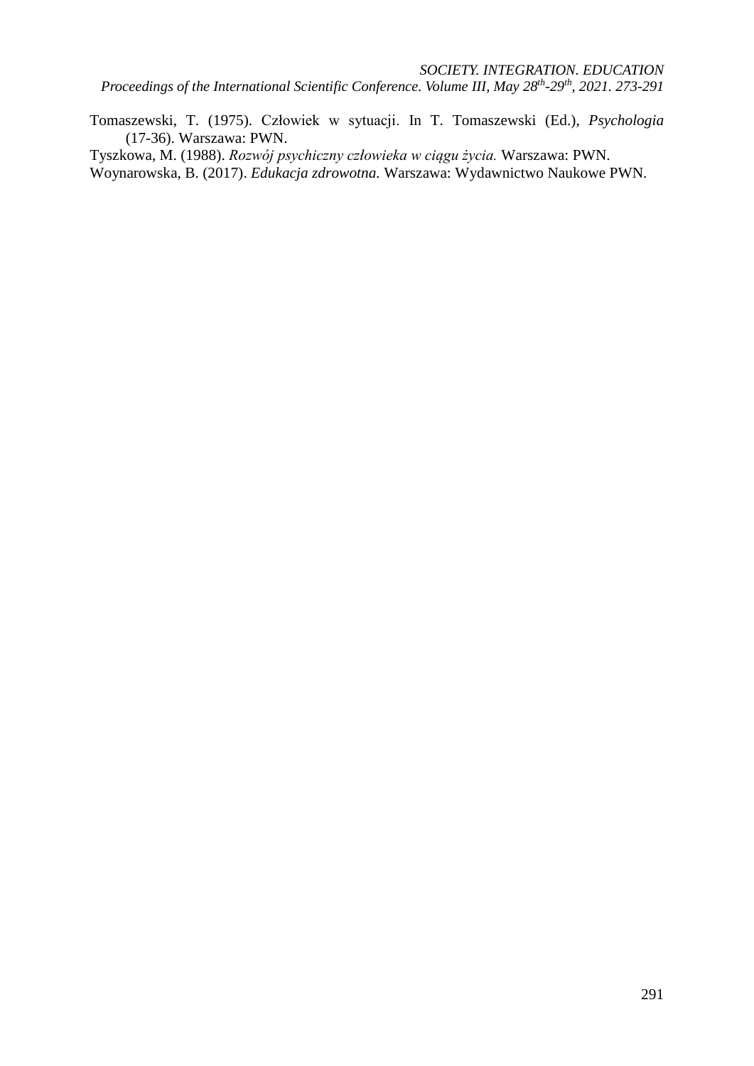Tomaszewski, T. (1975). Człowiek w sytuacji. In T. Tomaszewski (Ed.), *Psychologia* (17-36). Warszawa: PWN.

Tyszkowa, M. (1988). *Rozwój psychiczny człowieka w ciągu życia.* Warszawa: PWN.

Woynarowska, B. (2017). *Edukacja zdrowotna.* Warszawa: Wydawnictwo Naukowe PWN.